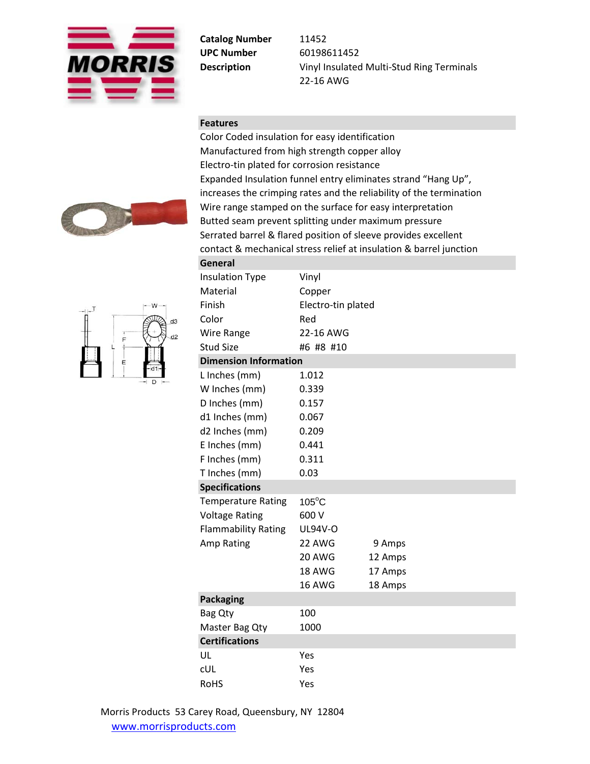**MORRIS**

| | |
|---|---|
| **Catalog Number** | 11452 |
| **UPC Number** | 60198611452 |
| **Description** | Vinyl Insulated Multi-Stud Ring Terminals 22-16 AWG |

## Features

Color Coded insulation for easy identification
Manufactured from high strength copper alloy
Electro-tin plated for corrosion resistance
Expanded Insulation funnel entry eliminates strand "Hang Up", increases the crimping rates and the reliability of the termination
Wire range stamped on the surface for easy interpretation
Butted seam prevent splitting under maximum pressure
Serrated barrel & flared position of sleeve provides excellent contact & mechanical stress relief at insulation & barrel junction

## General

| | |
|---|---|
| Insulation Type | Vinyl |
| Material | Copper |
| Finish | Electro-tin plated |
| Color | Red |
| Wire Range | 22-16 AWG |
| Stud Size | #6 #8 #10 |

## Dimension Information

| | |
|---|---|
| L Inches (mm) | 1.012 |
| W Inches (mm) | 0.339 |
| D Inches (mm) | 0.157 |
| d1 Inches (mm) | 0.067 |
| d2 Inches (mm) | 0.209 |
| E Inches (mm) | 0.441 |
| F Inches (mm) | 0.311 |
| T Inches (mm) | 0.03 |

## Specifications

| | | |
|---|---|---|
| Temperature Rating | 105°C | |
| Voltage Rating | 600 V | |
| Flammability Rating | UL94V-O | |
| Amp Rating | 22 AWG | 9 Amps |
| | 20 AWG | 12 Amps |
| | 18 AWG | 17 Amps |
| | 16 AWG | 18 Amps |

## Packaging

| | |
|---|---|
| Bag Qty | 100 |
| Master Bag Qty | 1000 |

## Certifications

| | |
|---|---|
| UL | Yes |
| cUL | Yes |
| RoHS | Yes |

Morris Products 53 Carey Road, Queensbury, NY 12804
www.morrisproducts.com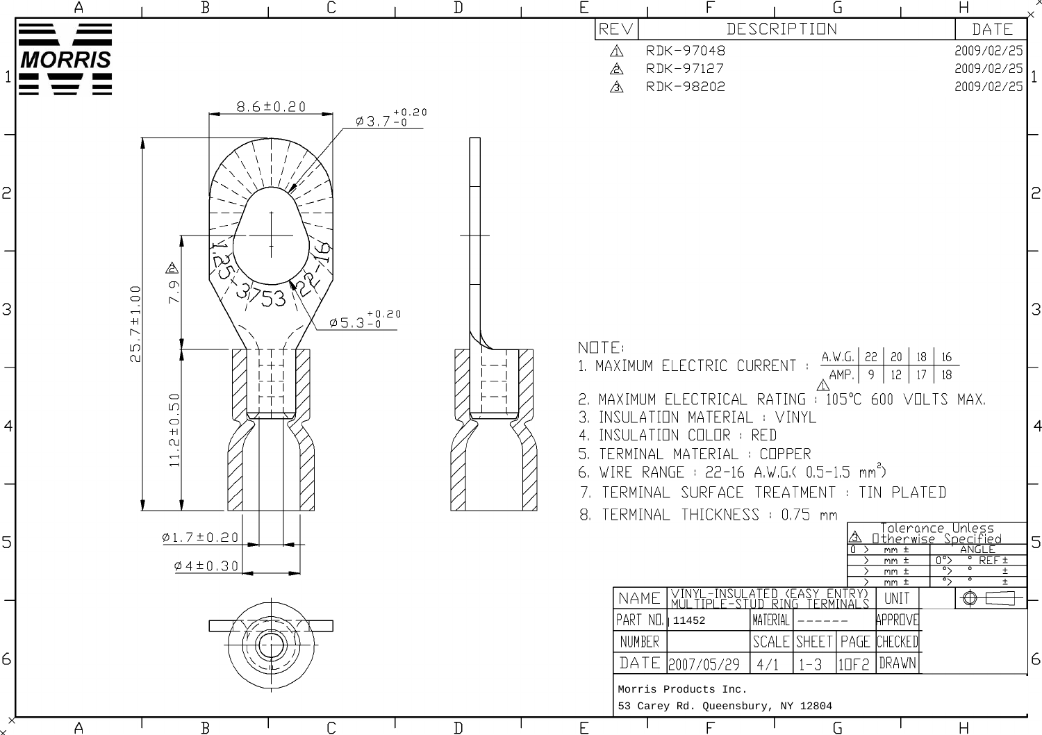MORRIS

| REV | DESCRIPTION | DATE |
| --- | --- | --- |
| 1 | RDK-97048 | 2009/02/25 |
| 2 | RDK-97127 | 2009/02/25 |
| 3 | RDK-98202 | 2009/02/25 |

8.6±0.20

Ø3.7 +0.20 -0

Ø5.3 +0.20 -0

1.25-3753 22-16

25.7±1.00

7.9

11.2±0.50

Ø1.7±0.20

Ø4±0.30

NOTE:

1. MAXIMUM ELECTRIC CURRENT :

| A.W.G. | 22 | 20 | 18 | 16 |
| --- | --- | --- | --- | --- |
| AMP. | 9 | 12 | 17 | 18 |

2. MAXIMUM ELECTRICAL RATING : 105°C 600 VOLTS MAX.
3. INSULATION MATERIAL : VINYL
4. INSULATION COLOR : RED
5. TERMINAL MATERIAL : COPPER
6. WIRE RANGE : 22-16 A.W.G.( 0.5-1.5 $mm^2$)
7. TERMINAL SURFACE TREATMENT : TIN PLATED
8. TERMINAL THICKNESS : 0.75 mm

| Tolerance Unless Otherwise Specified | | |
| --- | --- | --- |
| 0 > | mm ± | ANGLE |
| > | mm ± | 0°> ° REF ± |
| > | mm ± | °> ° ± |
| > | mm ± | °> ° ± |

| | | | | | |
| --- | --- | --- | --- | --- | --- |
| NAME | VINYL-INSULATED (EASY ENTRY) MULTIPLE-STUD RING TERMINALS | | | UNIT | |
| PART NO. | 11452 | MATERIAL | ------ | APPROVE | |
| NUMBER | | SCALE | SHEET | PAGE | CHECKED |
| DATE | 2007/05/29 | 4/1 | 1-3 | 1OF2 | DRAWN |

Morris Products Inc.
53 Carey Rd. Queensbury, NY 12804